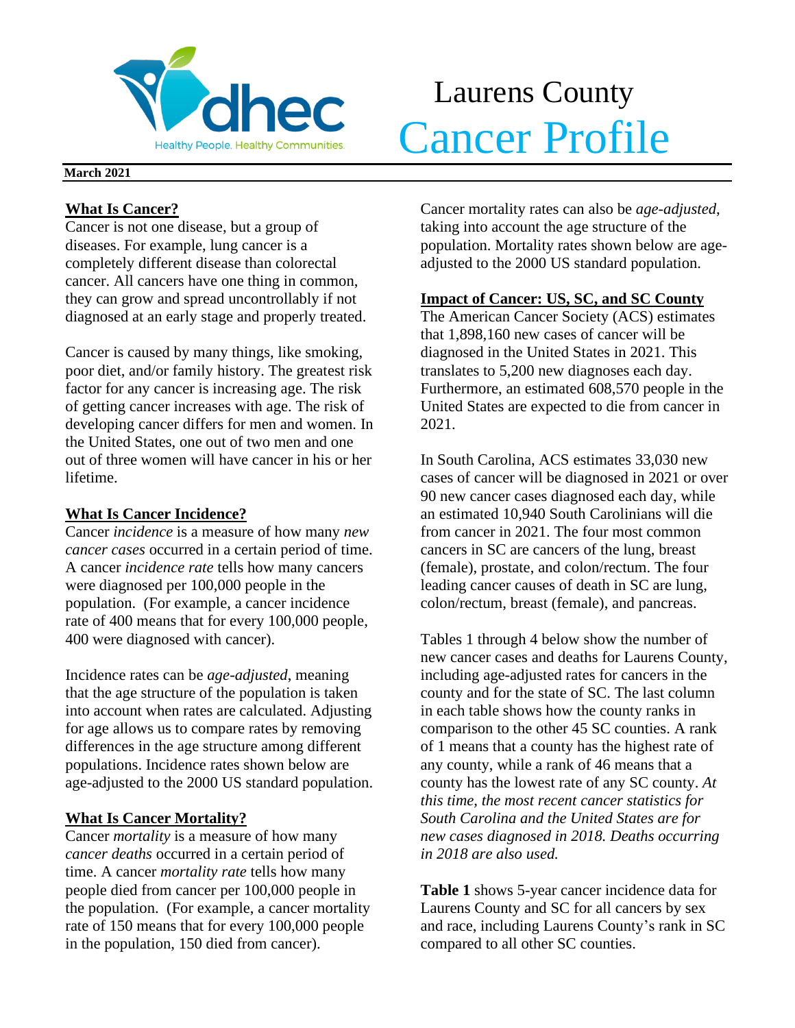dhec

Healthy People. Healthy Communities.

# Laurens County Cancer Profile

**March 2021**

## What Is Cancer?

Cancer is not one disease, but a group of diseases. For example, lung cancer is a completely different disease than colorectal cancer. All cancers have one thing in common, they can grow and spread uncontrollably if not diagnosed at an early stage and properly treated.

Cancer is caused by many things, like smoking, poor diet, and/or family history. The greatest risk factor for any cancer is increasing age. The risk of getting cancer increases with age. The risk of developing cancer differs for men and women. In the United States, one out of two men and one out of three women will have cancer in his or her lifetime.

## What Is Cancer Incidence?

Cancer *incidence* is a measure of how many *new cancer cases* occurred in a certain period of time. A cancer *incidence rate* tells how many cancers were diagnosed per 100,000 people in the population. (For example, a cancer incidence rate of 400 means that for every 100,000 people, 400 were diagnosed with cancer).

Incidence rates can be *age-adjusted*, meaning that the age structure of the population is taken into account when rates are calculated. Adjusting for age allows us to compare rates by removing differences in the age structure among different populations. Incidence rates shown below are age-adjusted to the 2000 US standard population.

## What Is Cancer Mortality?

Cancer *mortality* is a measure of how many *cancer deaths* occurred in a certain period of time. A cancer *mortality rate* tells how many people died from cancer per 100,000 people in the population. (For example, a cancer mortality rate of 150 means that for every 100,000 people in the population, 150 died from cancer).

Cancer mortality rates can also be *age-adjusted*, taking into account the age structure of the population. Mortality rates shown below are age-adjusted to the 2000 US standard population.

## Impact of Cancer: US, SC, and SC County

The American Cancer Society (ACS) estimates that 1,898,160 new cases of cancer will be diagnosed in the United States in 2021. This translates to 5,200 new diagnoses each day. Furthermore, an estimated 608,570 people in the United States are expected to die from cancer in 2021.

In South Carolina, ACS estimates 33,030 new cases of cancer will be diagnosed in 2021 or over 90 new cancer cases diagnosed each day, while an estimated 10,940 South Carolinians will die from cancer in 2021. The four most common cancers in SC are cancers of the lung, breast (female), prostate, and colon/rectum. The four leading cancer causes of death in SC are lung, colon/rectum, breast (female), and pancreas.

Tables 1 through 4 below show the number of new cancer cases and deaths for Laurens County, including age-adjusted rates for cancers in the county and for the state of SC. The last column in each table shows how the county ranks in comparison to the other 45 SC counties. A rank of 1 means that a county has the highest rate of any county, while a rank of 46 means that a county has the lowest rate of any SC county. *At this time, the most recent cancer statistics for South Carolina and the United States are for new cases diagnosed in 2018. Deaths occurring in 2018 are also used.*

**Table 1** shows 5-year cancer incidence data for Laurens County and SC for all cancers by sex and race, including Laurens County's rank in SC compared to all other SC counties.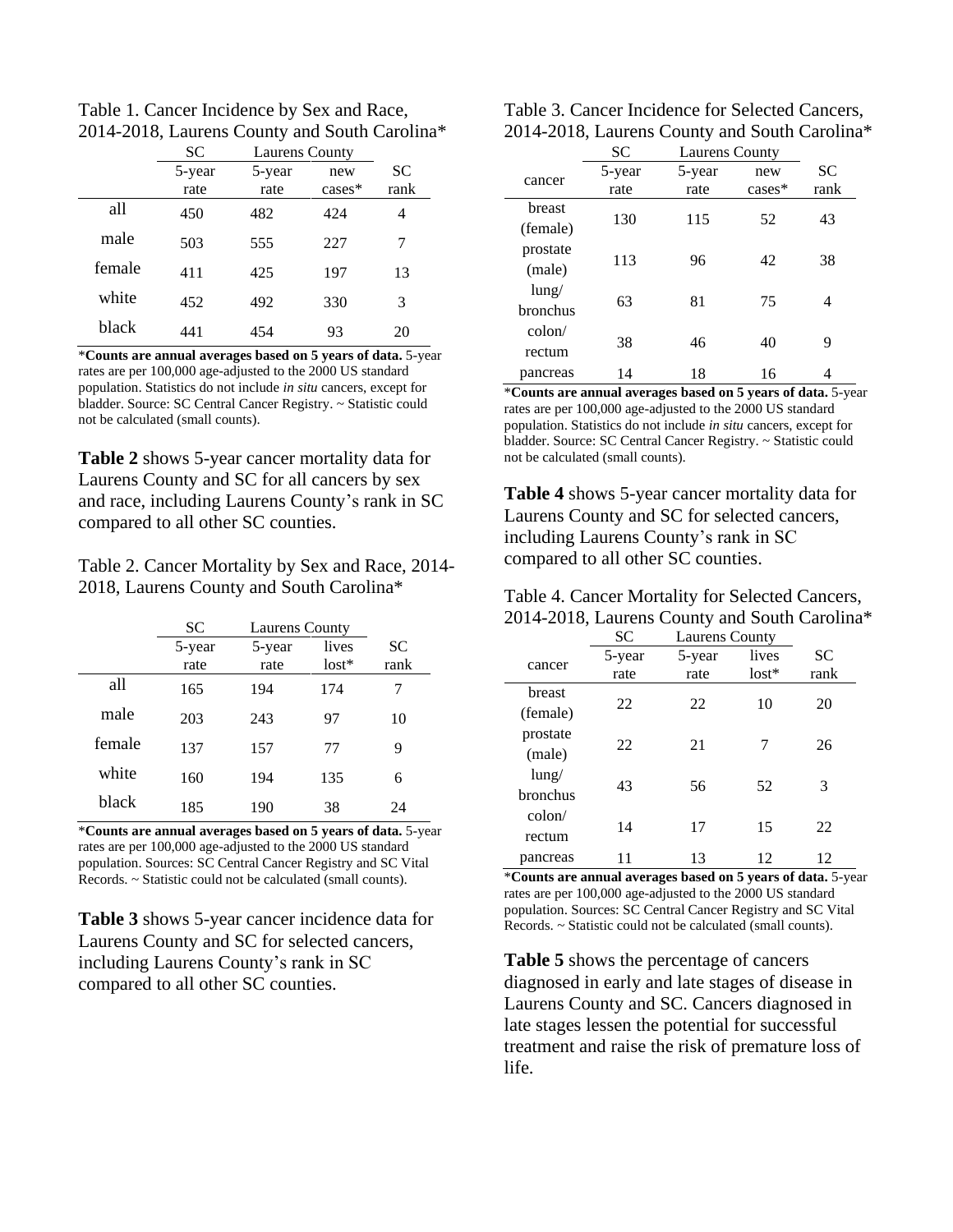Table 1. Cancer Incidence by Sex and Race, 2014-2018, Laurens County and South Carolina*

| | SC | Laurens County | | |
|---|---|---|---|---|
| | 5-year rate | 5-year rate | new cases* | SC rank |
| all | 450 | 482 | 424 | 4 |
| male | 503 | 555 | 227 | 7 |
| female | 411 | 425 | 197 | 13 |
| white | 452 | 492 | 330 | 3 |
| black | 441 | 454 | 93 | 20 |

***Counts are annual averages based on 5 years of data.** 5-year rates are per 100,000 age-adjusted to the 2000 US standard population. Statistics do not include *in situ* cancers, except for bladder. Source: SC Central Cancer Registry. ~ Statistic could not be calculated (small counts).

**Table 2** shows 5-year cancer mortality data for Laurens County and SC for all cancers by sex and race, including Laurens County's rank in SC compared to all other SC counties.

Table 2. Cancer Mortality by Sex and Race, 2014-2018, Laurens County and South Carolina*

| | SC | Laurens County | | |
|---|---|---|---|---|
| | 5-year rate | 5-year rate | lives lost* | SC rank |
| all | 165 | 194 | 174 | 7 |
| male | 203 | 243 | 97 | 10 |
| female | 137 | 157 | 77 | 9 |
| white | 160 | 194 | 135 | 6 |
| black | 185 | 190 | 38 | 24 |

***Counts are annual averages based on 5 years of data.** 5-year rates are per 100,000 age-adjusted to the 2000 US standard population. Sources: SC Central Cancer Registry and SC Vital Records. ~ Statistic could not be calculated (small counts).

**Table 3** shows 5-year cancer incidence data for Laurens County and SC for selected cancers, including Laurens County's rank in SC compared to all other SC counties.

Table 3. Cancer Incidence for Selected Cancers, 2014-2018, Laurens County and South Carolina*

| | SC | Laurens County | | |
|---|---|---|---|---|
| cancer | 5-year rate | 5-year rate | new cases* | SC rank |
| breast (female) | 130 | 115 | 52 | 43 |
| prostate (male) | 113 | 96 | 42 | 38 |
| lung/ bronchus | 63 | 81 | 75 | 4 |
| colon/ rectum | 38 | 46 | 40 | 9 |
| pancreas | 14 | 18 | 16 | 4 |

***Counts are annual averages based on 5 years of data.** 5-year rates are per 100,000 age-adjusted to the 2000 US standard population. Statistics do not include *in situ* cancers, except for bladder. Source: SC Central Cancer Registry. ~ Statistic could not be calculated (small counts).

**Table 4** shows 5-year cancer mortality data for Laurens County and SC for selected cancers, including Laurens County's rank in SC compared to all other SC counties.

Table 4. Cancer Mortality for Selected Cancers, 2014-2018, Laurens County and South Carolina*

| | SC | Laurens County | | |
|---|---|---|---|---|
| cancer | 5-year rate | 5-year rate | lives lost* | SC rank |
| breast (female) | 22 | 22 | 10 | 20 |
| prostate (male) | 22 | 21 | 7 | 26 |
| lung/ bronchus | 43 | 56 | 52 | 3 |
| colon/ rectum | 14 | 17 | 15 | 22 |
| pancreas | 11 | 13 | 12 | 12 |

***Counts are annual averages based on 5 years of data.** 5-year rates are per 100,000 age-adjusted to the 2000 US standard population. Sources: SC Central Cancer Registry and SC Vital Records. ~ Statistic could not be calculated (small counts).

**Table 5** shows the percentage of cancers diagnosed in early and late stages of disease in Laurens County and SC. Cancers diagnosed in late stages lessen the potential for successful treatment and raise the risk of premature loss of life.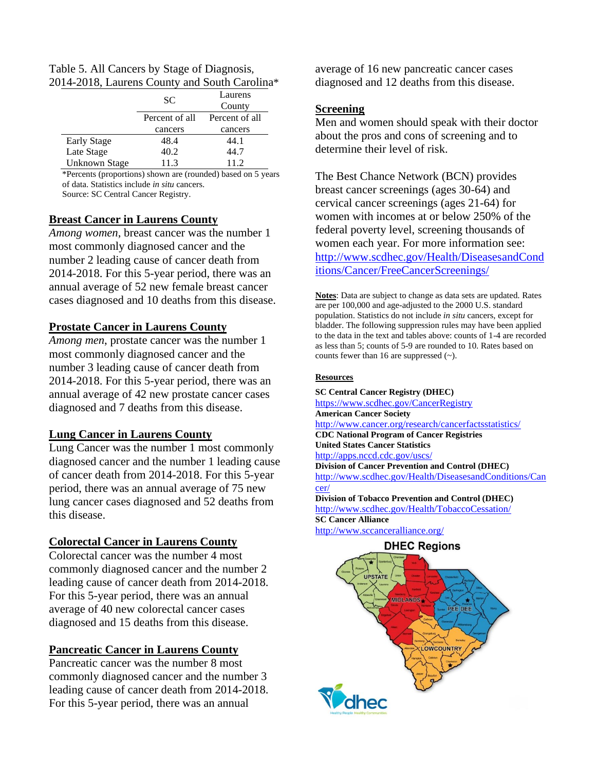Table 5. All Cancers by Stage of Diagnosis, 2014-2018, Laurens County and South Carolina*

| | SC | Laurens County |
|---|---|---|
| | Percent of all cancers | Percent of all cancers |
| Early Stage | 48.4 | 44.1 |
| Late Stage | 40.2 | 44.7 |
| Unknown Stage | 11.3 | 11.2 |

*Percents (proportions) shown are (rounded) based on 5 years of data. Statistics include *in situ* cancers.
Source: SC Central Cancer Registry.

## Breast Cancer in Laurens County

*Among women*, breast cancer was the number 1 most commonly diagnosed cancer and the number 2 leading cause of cancer death from 2014-2018. For this 5-year period, there was an annual average of 52 new female breast cancer cases diagnosed and 10 deaths from this disease.

## Prostate Cancer in Laurens County

*Among men*, prostate cancer was the number 1 most commonly diagnosed cancer and the number 3 leading cause of cancer death from 2014-2018. For this 5-year period, there was an annual average of 42 new prostate cancer cases diagnosed and 7 deaths from this disease.

## Lung Cancer in Laurens County

Lung Cancer was the number 1 most commonly diagnosed cancer and the number 1 leading cause of cancer death from 2014-2018. For this 5-year period, there was an annual average of 75 new lung cancer cases diagnosed and 52 deaths from this disease.

## Colorectal Cancer in Laurens County

Colorectal cancer was the number 4 most commonly diagnosed cancer and the number 2 leading cause of cancer death from 2014-2018. For this 5-year period, there was an annual average of 40 new colorectal cancer cases diagnosed and 15 deaths from this disease.

## Pancreatic Cancer in Laurens County

Pancreatic cancer was the number 8 most commonly diagnosed cancer and the number 3 leading cause of cancer death from 2014-2018. For this 5-year period, there was an annual average of 16 new pancreatic cancer cases diagnosed and 12 deaths from this disease.

## Screening

Men and women should speak with their doctor about the pros and cons of screening and to determine their level of risk.

The Best Chance Network (BCN) provides breast cancer screenings (ages 30-64) and cervical cancer screenings (ages 21-64) for women with incomes at or below 250% of the federal poverty level, screening thousands of women each year. For more information see: http://www.scdhec.gov/Health/DiseasesandConditions/Cancer/FreeCancerScreenings/

**Notes**: Data are subject to change as data sets are updated. Rates are per 100,000 and age-adjusted to the 2000 U.S. standard population. Statistics do not include *in situ* cancers, except for bladder. The following suppression rules may have been applied to the data in the text and tables above: counts of 1-4 are recorded as less than 5; counts of 5-9 are rounded to 10. Rates based on counts fewer than 16 are suppressed (~).

**Resources**

**SC Central Cancer Registry (DHEC)**
https://www.scdhec.gov/CancerRegistry
**American Cancer Society**
http://www.cancer.org/research/cancerfactsstatistics/
**CDC National Program of Cancer Registries**
**United States Cancer Statistics**
http://apps.nccd.cdc.gov/uscs/
**Division of Cancer Prevention and Control (DHEC)**
http://www.scdhec.gov/Health/DiseasesandConditions/Cancer/
**Division of Tobacco Prevention and Control (DHEC)**
http://www.scdhec.gov/Health/TobaccoCessation/
**SC Cancer Alliance**
http://www.sccanceralliance.org/

DHEC Regions

UPSTATE
MIDLANDS
PEE DEE
LOWCOUNTRY

dhec